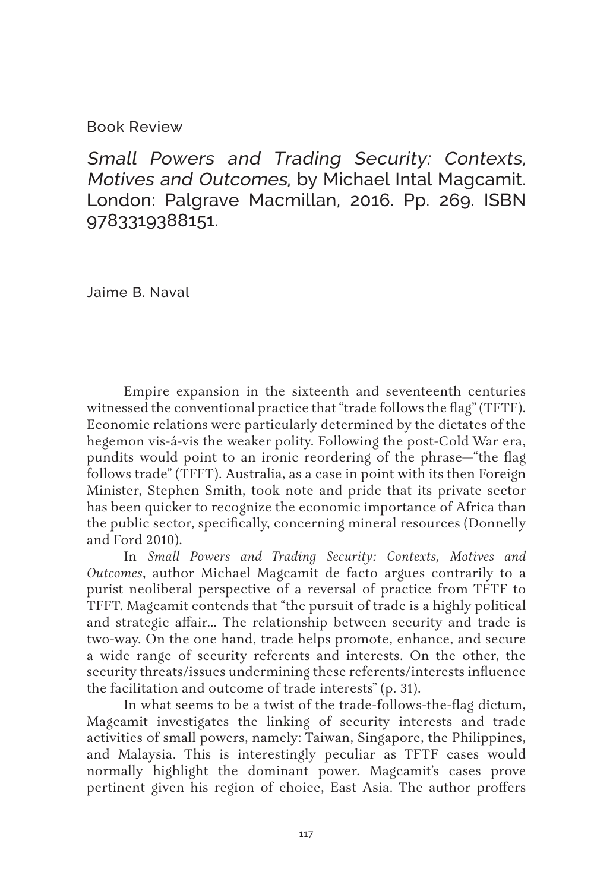Book Review

# *Small Powers and Trading Security: Contexts, Motives and Outcomes*, by Michael Intal Magcamit. London: Palgrave Macmillan, 2016. Pp. 269. ISBN 9783319388151.

Jaime B. Naval

Empire expansion in the sixteenth and seventeenth centuries witnessed the conventional practice that "trade follows the flag" (TFTF). Economic relations were particularly determined by the dictates of the hegemon vis-á-vis the weaker polity. Following the post-Cold War era, pundits would point to an ironic reordering of the phrase—"the flag follows trade" (TFFT). Australia, as a case in point with its then Foreign Minister, Stephen Smith, took note and pride that its private sector has been quicker to recognize the economic importance of Africa than the public sector, specifically, concerning mineral resources (Donnelly and Ford 2010).

In *Small Powers and Trading Security: Contexts, Motives and Outcomes*, author Michael Magcamit de facto argues contrarily to a purist neoliberal perspective of a reversal of practice from TFTF to TFFT. Magcamit contends that "the pursuit of trade is a highly political and strategic affair... The relationship between security and trade is two-way. On the one hand, trade helps promote, enhance, and secure a wide range of security referents and interests. On the other, the security threats/issues undermining these referents/interests influence the facilitation and outcome of trade interests" (p. 31).

In what seems to be a twist of the trade-follows-the-flag dictum, Magcamit investigates the linking of security interests and trade activities of small powers, namely: Taiwan, Singapore, the Philippines, and Malaysia. This is interestingly peculiar as TFTF cases would normally highlight the dominant power. Magcamit's cases prove pertinent given his region of choice, East Asia. The author proffers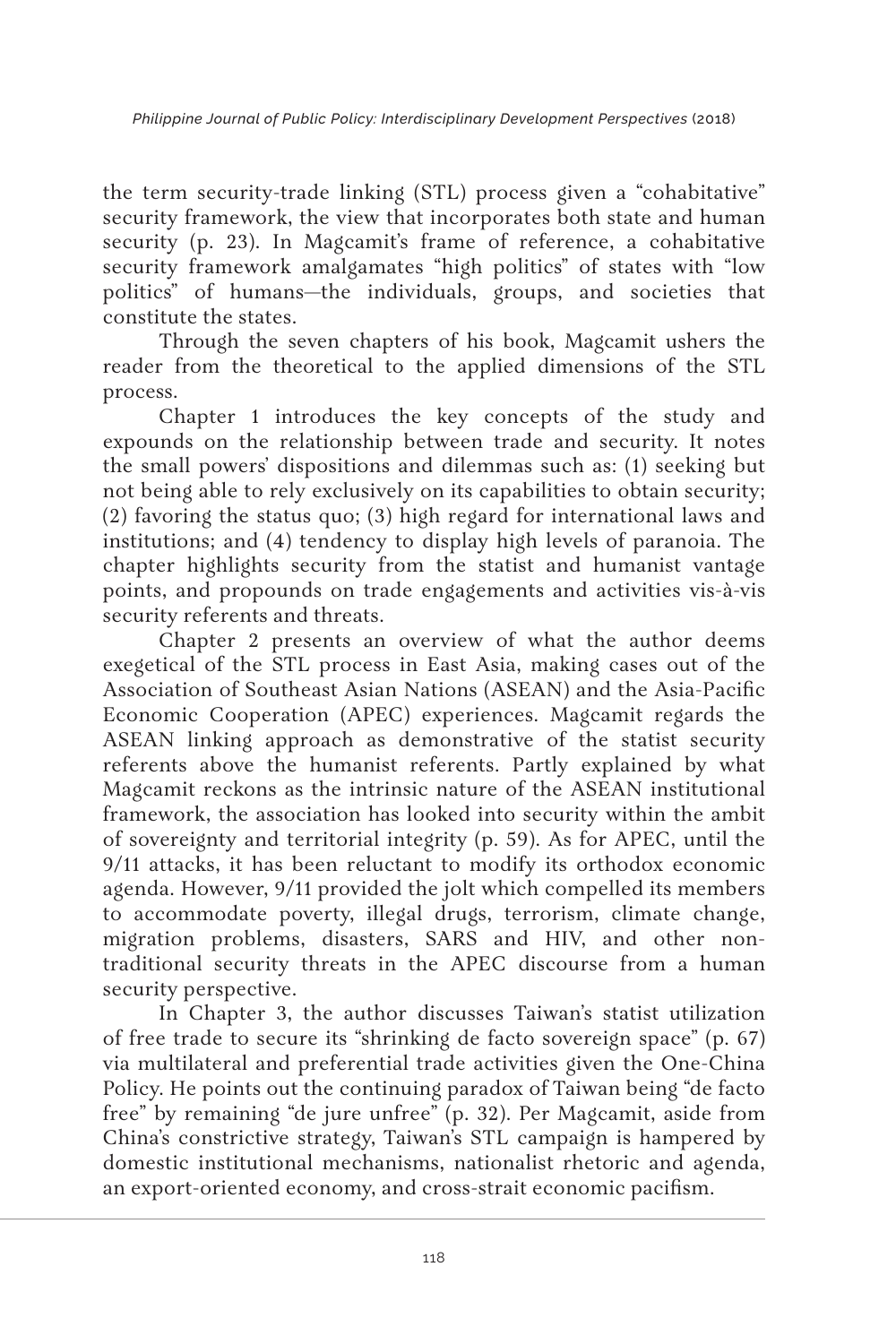the term security-trade linking (STL) process given a "cohabitative" security framework, the view that incorporates both state and human security (p. 23). In Magcamit's frame of reference, a cohabitative security framework amalgamates "high politics" of states with "low politics" of humans—the individuals, groups, and societies that constitute the states.

Through the seven chapters of his book, Magcamit ushers the reader from the theoretical to the applied dimensions of the STL process.

Chapter 1 introduces the key concepts of the study and expounds on the relationship between trade and security. It notes the small powers' dispositions and dilemmas such as: (1) seeking but not being able to rely exclusively on its capabilities to obtain security; (2) favoring the status quo; (3) high regard for international laws and institutions; and (4) tendency to display high levels of paranoia. The chapter highlights security from the statist and humanist vantage points, and propounds on trade engagements and activities vis-à-vis security referents and threats.

Chapter 2 presents an overview of what the author deems exegetical of the STL process in East Asia, making cases out of the Association of Southeast Asian Nations (ASEAN) and the Asia-Pacific Economic Cooperation (APEC) experiences. Magcamit regards the ASEAN linking approach as demonstrative of the statist security referents above the humanist referents. Partly explained by what Magcamit reckons as the intrinsic nature of the ASEAN institutional framework, the association has looked into security within the ambit of sovereignty and territorial integrity (p. 59). As for APEC, until the 9/11 attacks, it has been reluctant to modify its orthodox economic agenda. However, 9/11 provided the jolt which compelled its members to accommodate poverty, illegal drugs, terrorism, climate change, migration problems, disasters, SARS and HIV, and other non-traditional security threats in the APEC discourse from a human security perspective.

In Chapter 3, the author discusses Taiwan's statist utilization of free trade to secure its "shrinking de facto sovereign space" (p. 67) via multilateral and preferential trade activities given the One-China Policy. He points out the continuing paradox of Taiwan being "de facto free" by remaining "de jure unfree" (p. 32). Per Magcamit, aside from China's constrictive strategy, Taiwan's STL campaign is hampered by domestic institutional mechanisms, nationalist rhetoric and agenda, an export-oriented economy, and cross-strait economic pacifism.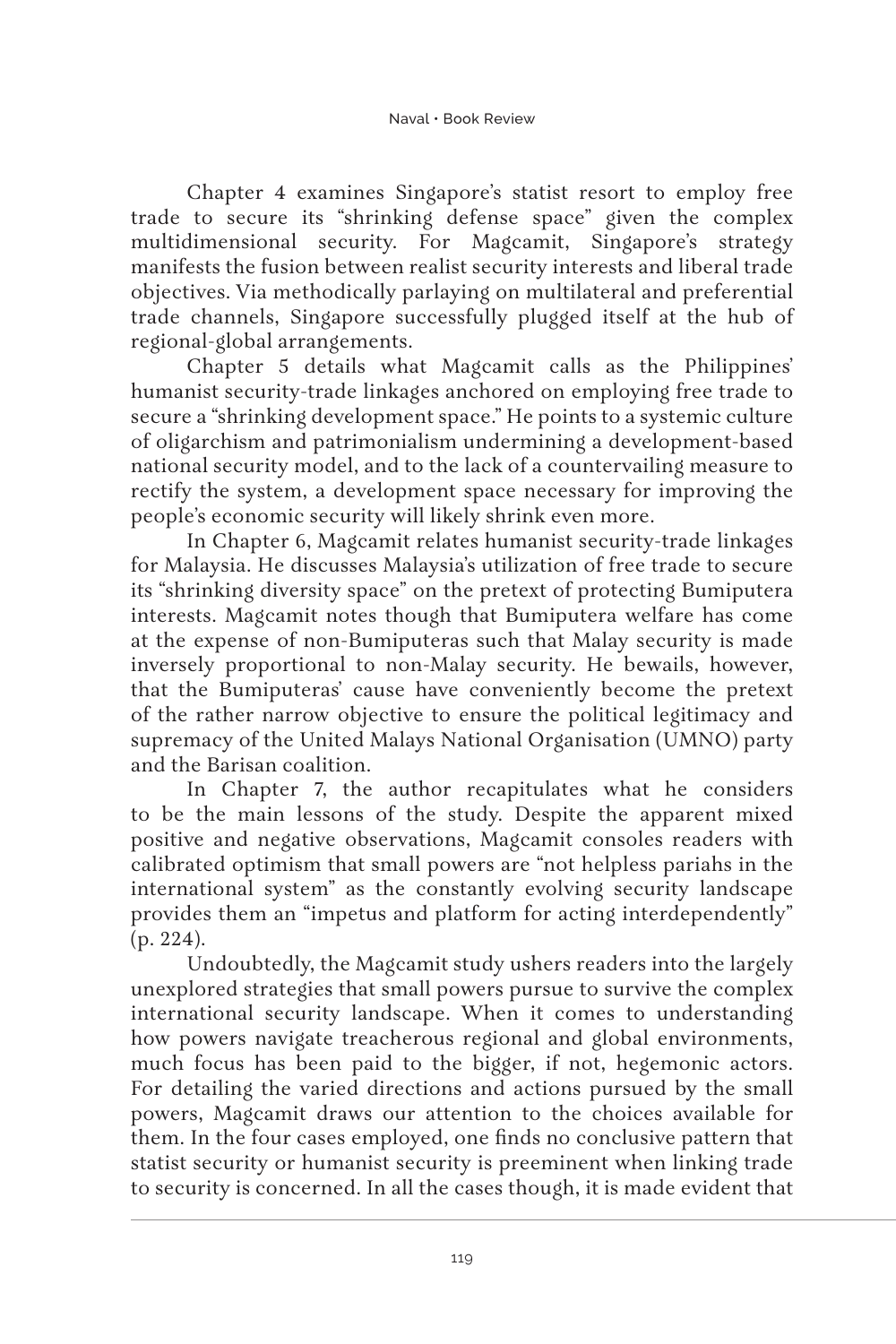Chapter 4 examines Singapore's statist resort to employ free trade to secure its "shrinking defense space" given the complex multidimensional security. For Magcamit, Singapore's strategy manifests the fusion between realist security interests and liberal trade objectives. Via methodically parlaying on multilateral and preferential trade channels, Singapore successfully plugged itself at the hub of regional-global arrangements.

Chapter 5 details what Magcamit calls as the Philippines' humanist security-trade linkages anchored on employing free trade to secure a "shrinking development space." He points to a systemic culture of oligarchism and patrimonialism undermining a development-based national security model, and to the lack of a countervailing measure to rectify the system, a development space necessary for improving the people's economic security will likely shrink even more.

In Chapter 6, Magcamit relates humanist security-trade linkages for Malaysia. He discusses Malaysia's utilization of free trade to secure its "shrinking diversity space" on the pretext of protecting Bumiputera interests. Magcamit notes though that Bumiputera welfare has come at the expense of non-Bumiputeras such that Malay security is made inversely proportional to non-Malay security. He bewails, however, that the Bumiputeras' cause have conveniently become the pretext of the rather narrow objective to ensure the political legitimacy and supremacy of the United Malays National Organisation (UMNO) party and the Barisan coalition.

In Chapter 7, the author recapitulates what he considers to be the main lessons of the study. Despite the apparent mixed positive and negative observations, Magcamit consoles readers with calibrated optimism that small powers are "not helpless pariahs in the international system" as the constantly evolving security landscape provides them an "impetus and platform for acting interdependently" (p. 224).

Undoubtedly, the Magcamit study ushers readers into the largely unexplored strategies that small powers pursue to survive the complex international security landscape. When it comes to understanding how powers navigate treacherous regional and global environments, much focus has been paid to the bigger, if not, hegemonic actors. For detailing the varied directions and actions pursued by the small powers, Magcamit draws our attention to the choices available for them. In the four cases employed, one finds no conclusive pattern that statist security or humanist security is preeminent when linking trade to security is concerned. In all the cases though, it is made evident that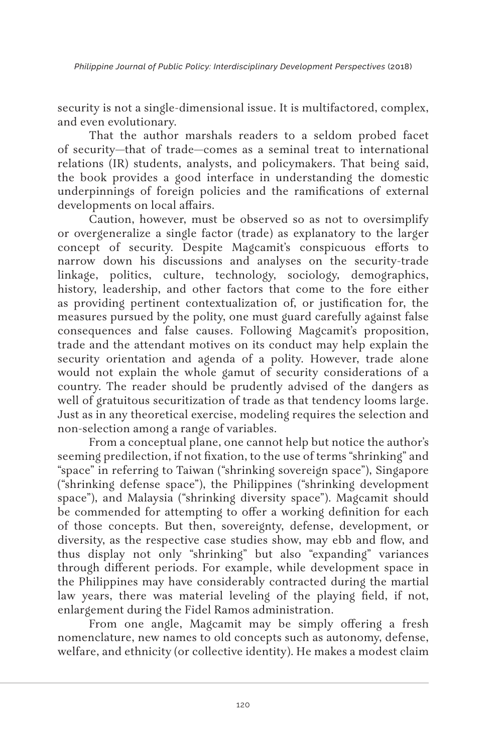security is not a single-dimensional issue. It is multifactored, complex, and even evolutionary.

That the author marshals readers to a seldom probed facet of security—that of trade—comes as a seminal treat to international relations (IR) students, analysts, and policymakers. That being said, the book provides a good interface in understanding the domestic underpinnings of foreign policies and the ramifications of external developments on local affairs.

Caution, however, must be observed so as not to oversimplify or overgeneralize a single factor (trade) as explanatory to the larger concept of security. Despite Magcamit's conspicuous efforts to narrow down his discussions and analyses on the security-trade linkage, politics, culture, technology, sociology, demographics, history, leadership, and other factors that come to the fore either as providing pertinent contextualization of, or justification for, the measures pursued by the polity, one must guard carefully against false consequences and false causes. Following Magcamit's proposition, trade and the attendant motives on its conduct may help explain the security orientation and agenda of a polity. However, trade alone would not explain the whole gamut of security considerations of a country. The reader should be prudently advised of the dangers as well of gratuitous securitization of trade as that tendency looms large. Just as in any theoretical exercise, modeling requires the selection and non-selection among a range of variables.

From a conceptual plane, one cannot help but notice the author's seeming predilection, if not fixation, to the use of terms "shrinking" and "space" in referring to Taiwan ("shrinking sovereign space"), Singapore ("shrinking defense space"), the Philippines ("shrinking development space"), and Malaysia ("shrinking diversity space"). Magcamit should be commended for attempting to offer a working definition for each of those concepts. But then, sovereignty, defense, development, or diversity, as the respective case studies show, may ebb and flow, and thus display not only "shrinking" but also "expanding" variances through different periods. For example, while development space in the Philippines may have considerably contracted during the martial law years, there was material leveling of the playing field, if not, enlargement during the Fidel Ramos administration.

From one angle, Magcamit may be simply offering a fresh nomenclature, new names to old concepts such as autonomy, defense, welfare, and ethnicity (or collective identity). He makes a modest claim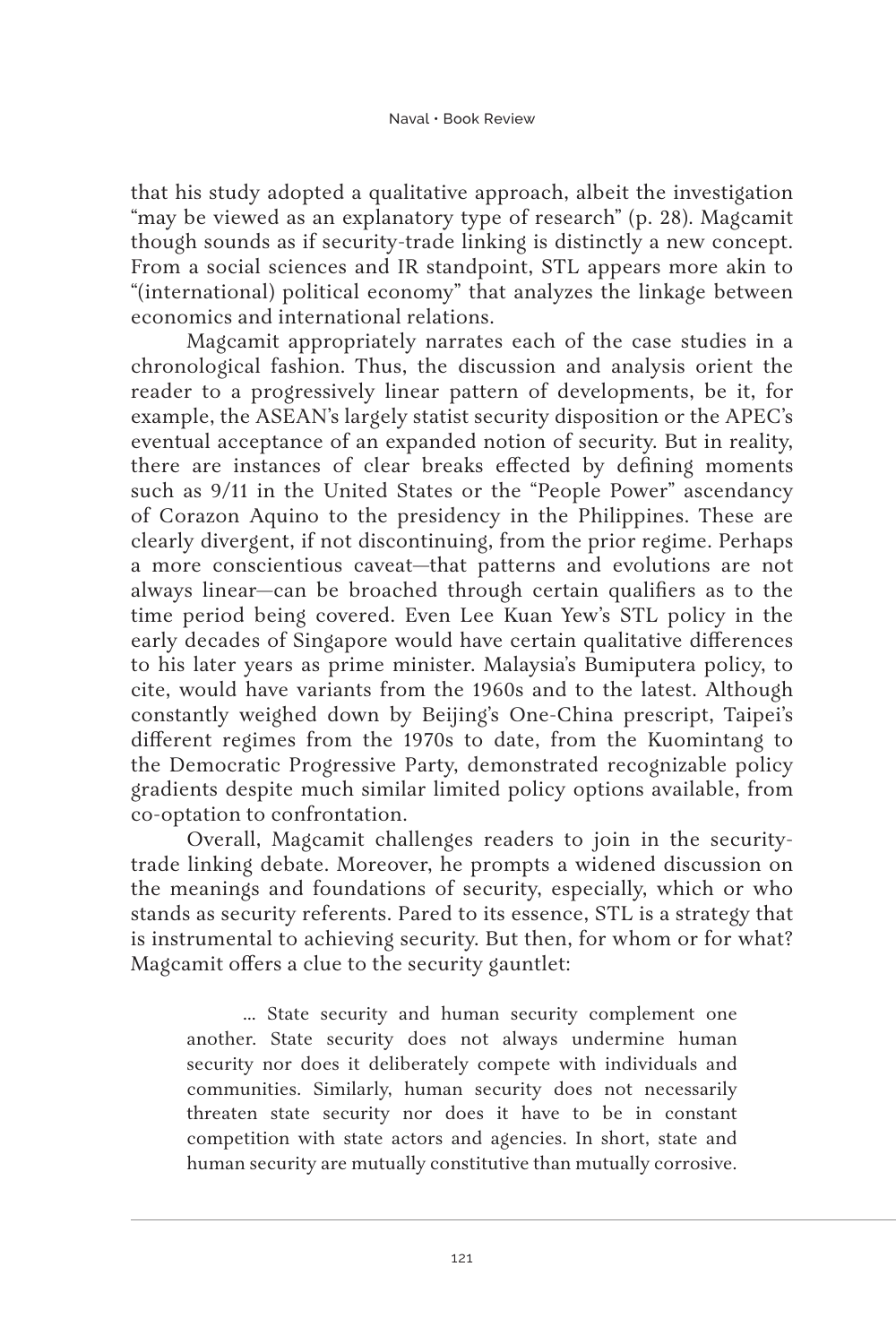that his study adopted a qualitative approach, albeit the investigation "may be viewed as an explanatory type of research" (p. 28). Magcamit though sounds as if security-trade linking is distinctly a new concept. From a social sciences and IR standpoint, STL appears more akin to "(international) political economy" that analyzes the linkage between economics and international relations.

Magcamit appropriately narrates each of the case studies in a chronological fashion. Thus, the discussion and analysis orient the reader to a progressively linear pattern of developments, be it, for example, the ASEAN's largely statist security disposition or the APEC's eventual acceptance of an expanded notion of security. But in reality, there are instances of clear breaks effected by defining moments such as 9/11 in the United States or the "People Power" ascendancy of Corazon Aquino to the presidency in the Philippines. These are clearly divergent, if not discontinuing, from the prior regime. Perhaps a more conscientious caveat—that patterns and evolutions are not always linear—can be broached through certain qualifiers as to the time period being covered. Even Lee Kuan Yew's STL policy in the early decades of Singapore would have certain qualitative differences to his later years as prime minister. Malaysia's Bumiputera policy, to cite, would have variants from the 1960s and to the latest. Although constantly weighed down by Beijing's One-China prescript, Taipei's different regimes from the 1970s to date, from the Kuomintang to the Democratic Progressive Party, demonstrated recognizable policy gradients despite much similar limited policy options available, from co-optation to confrontation.

Overall, Magcamit challenges readers to join in the security-trade linking debate. Moreover, he prompts a widened discussion on the meanings and foundations of security, especially, which or who stands as security referents. Pared to its essence, STL is a strategy that is instrumental to achieving security. But then, for whom or for what? Magcamit offers a clue to the security gauntlet:

> … State security and human security complement one another. State security does not always undermine human security nor does it deliberately compete with individuals and communities. Similarly, human security does not necessarily threaten state security nor does it have to be in constant competition with state actors and agencies. In short, state and human security are mutually constitutive than mutually corrosive.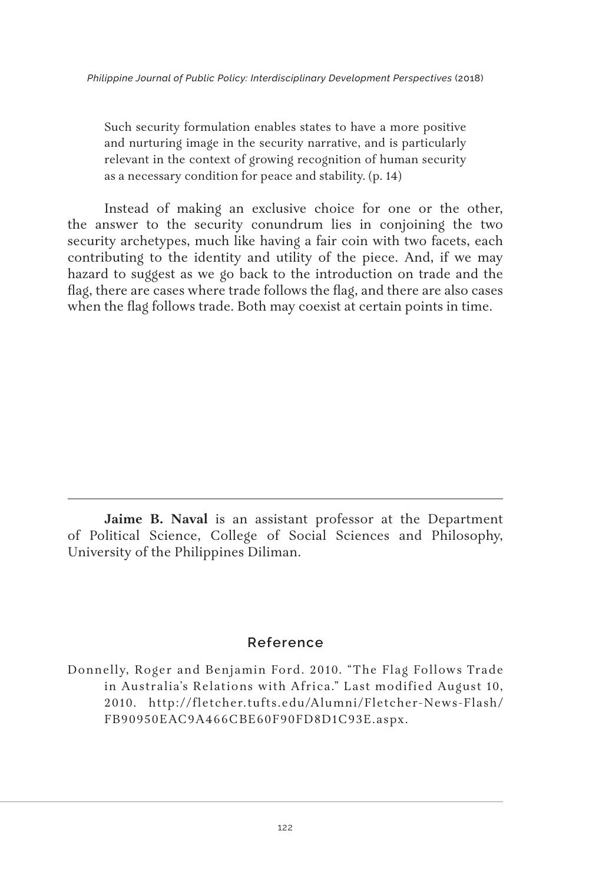> Such security formulation enables states to have a more positive and nurturing image in the security narrative, and is particularly relevant in the context of growing recognition of human security as a necessary condition for peace and stability. (p. 14)

Instead of making an exclusive choice for one or the other, the answer to the security conundrum lies in conjoining the two security archetypes, much like having a fair coin with two facets, each contributing to the identity and utility of the piece. And, if we may hazard to suggest as we go back to the introduction on trade and the flag, there are cases where trade follows the flag, and there are also cases when the flag follows trade. Both may coexist at certain points in time.

---

**Jaime B. Naval** is an assistant professor at the Department of Political Science, College of Social Sciences and Philosophy, University of the Philippines Diliman.

## Reference

Donnelly, Roger and Benjamin Ford. 2010. "The Flag Follows Trade in Australia's Relations with Africa." Last modified August 10, 2010. http://fletcher.tufts.edu/Alumni/Fletcher-News-Flash/FB90950EAC9A466CBE60F90FD8D1C93E.aspx.